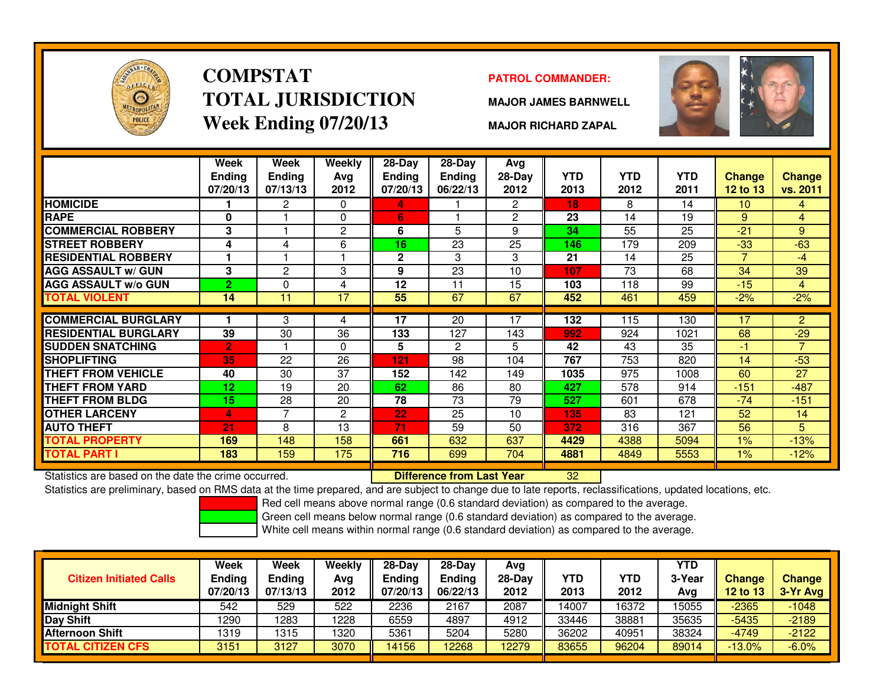# COMPSTAT TOTAL JURISDICTION
## Week Ending 07/20/13

**PATROL COMMANDER:**

**MAJOR JAMES BARNWELL**

**MAJOR RICHARD ZAPAL**

| | Week Ending 07/20/13 | Week Ending 07/13/13 | Weekly Avg 2012 | 28-Day Ending 07/20/13 | 28-Day Ending 06/22/13 | Avg 28-Day 2012 | YTD 2013 | YTD 2012 | YTD 2011 | Change 12 to 13 | Change vs. 2011 |
|---|---|---|---|---|---|---|---|---|---|---|---|
| HOMICIDE | 1 | 2 | 0 | 4 | 1 | 2 | 18 | 8 | 14 | 10 | 4 |
| RAPE | 0 | 1 | 0 | 6 | 1 | 2 | 23 | 14 | 19 | 9 | 4 |
| COMMERCIAL ROBBERY | 3 | 1 | 2 | 6 | 5 | 9 | 34 | 55 | 25 | -21 | 9 |
| STREET ROBBERY | 4 | 4 | 6 | 16 | 23 | 25 | 146 | 179 | 209 | -33 | -63 |
| RESIDENTIAL ROBBERY | 1 | 1 | 1 | 2 | 3 | 3 | 21 | 14 | 25 | 7 | -4 |
| AGG ASSAULT w/ GUN | 3 | 2 | 3 | 9 | 23 | 10 | 107 | 73 | 68 | 34 | 39 |
| AGG ASSAULT w/o GUN | 2 | 0 | 4 | 12 | 11 | 15 | 103 | 118 | 99 | -15 | 4 |
| TOTAL VIOLENT | 14 | 11 | 17 | 55 | 67 | 67 | 452 | 461 | 459 | -2% | -2% |
| COMMERCIAL BURGLARY | 1 | 3 | 4 | 17 | 20 | 17 | 132 | 115 | 130 | 17 | 2 |
| RESIDENTIAL BURGLARY | 39 | 30 | 36 | 133 | 127 | 143 | 992 | 924 | 1021 | 68 | -29 |
| SUDDEN SNATCHING | 2 | 1 | 0 | 5 | 2 | 5 | 42 | 43 | 35 | -1 | 7 |
| SHOPLIFTING | 35 | 22 | 26 | 121 | 98 | 104 | 767 | 753 | 820 | 14 | -53 |
| THEFT FROM VEHICLE | 40 | 30 | 37 | 152 | 142 | 149 | 1035 | 975 | 1008 | 60 | 27 |
| THEFT FROM YARD | 12 | 19 | 20 | 62 | 86 | 80 | 427 | 578 | 914 | -151 | -487 |
| THEFT FROM BLDG | 15 | 28 | 20 | 78 | 73 | 79 | 527 | 601 | 678 | -74 | -151 |
| OTHER LARCENY | 4 | 7 | 2 | 22 | 25 | 10 | 135 | 83 | 121 | 52 | 14 |
| AUTO THEFT | 21 | 8 | 13 | 71 | 59 | 50 | 372 | 316 | 367 | 56 | 5 |
| TOTAL PROPERTY | 169 | 148 | 158 | 661 | 632 | 637 | 4429 | 4388 | 5094 | 1% | -13% |
| TOTAL PART I | 183 | 159 | 175 | 716 | 699 | 704 | 4881 | 4849 | 5553 | 1% | -12% |

Statistics are based on the date the crime occurred.

**Difference from Last Year** 32

Statistics are preliminary, based on RMS data at the time prepared, and are subject to change due to late reports, reclassifications, updated locations, etc.

Red cell means above normal range (0.6 standard deviation) as compared to the average.

Green cell means below normal range (0.6 standard deviation) as compared to the average.

White cell means within normal range (0.6 standard deviation) as compared to the average.

| Citizen Initiated Calls | Week Ending 07/20/13 | Week Ending 07/13/13 | Weekly Avg 2012 | 28-Day Ending 07/20/13 | 28-Day Ending 06/22/13 | Avg 28-Day 2012 | YTD 2013 | YTD 2012 | YTD 3-Year Avg | Change 12 to 13 | Change 3-Yr Avg |
|---|---|---|---|---|---|---|---|---|---|---|---|
| Midnight Shift | 542 | 529 | 522 | 2236 | 2167 | 2087 | 14007 | 16372 | 15055 | -2365 | -1048 |
| Day Shift | 1290 | 1283 | 1228 | 6559 | 4897 | 4912 | 33446 | 38881 | 35635 | -5435 | -2189 |
| Afternoon Shift | 1319 | 1315 | 1320 | 5361 | 5204 | 5280 | 36202 | 40951 | 38324 | -4749 | -2122 |
| TOTAL CITIZEN CFS | 3151 | 3127 | 3070 | 14156 | 12268 | 12279 | 83655 | 96204 | 89014 | -13.0% | -6.0% |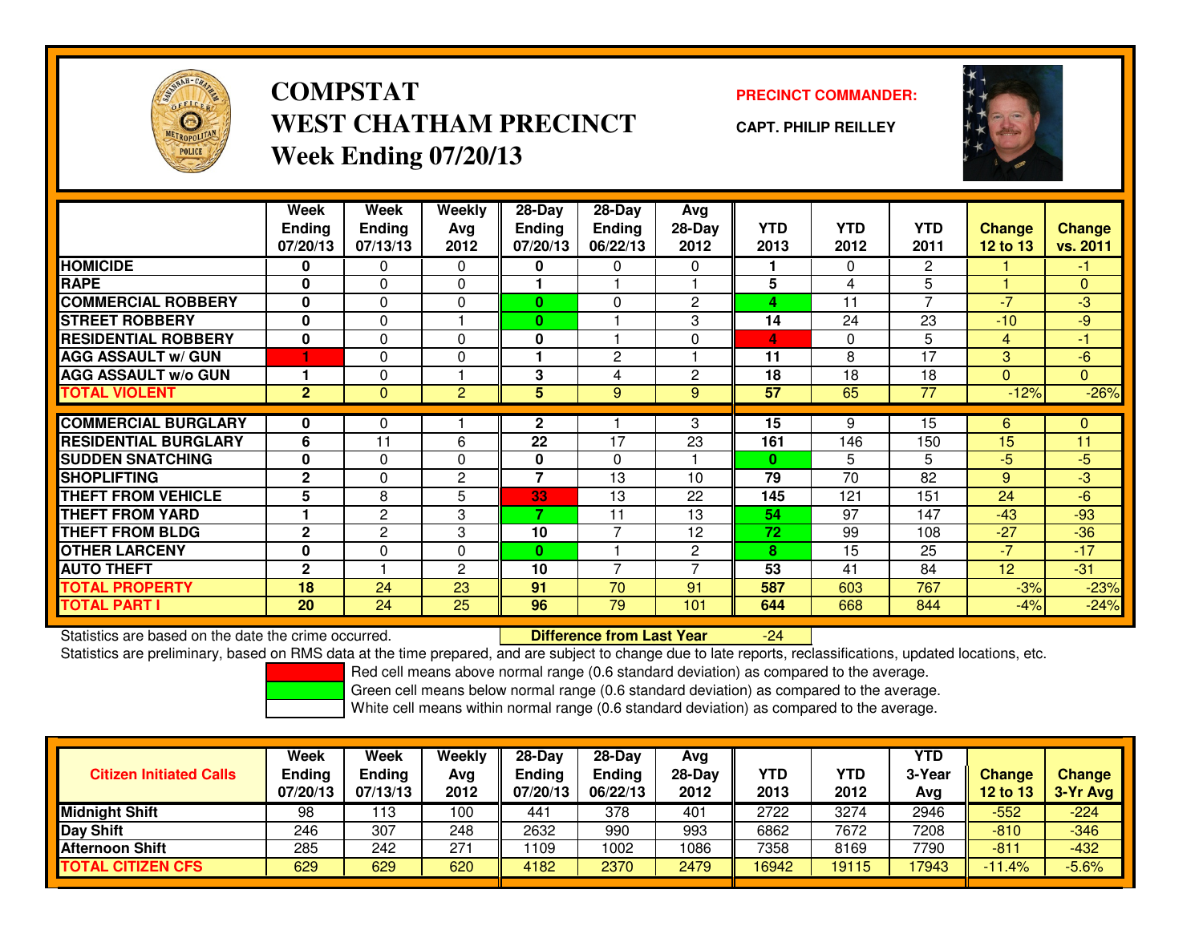# COMPSTAT
# WEST CHATHAM PRECINCT
## Week Ending 07/20/13

**PRECINCT COMMANDER:**

**CAPT. PHILIP REILLEY**

| | Week Ending 07/20/13 | Week Ending 07/13/13 | Weekly Avg 2012 | 28-Day Ending 07/20/13 | 28-Day Ending 06/22/13 | Avg 28-Day 2012 | YTD 2013 | YTD 2012 | YTD 2011 | Change 12 to 13 | Change vs. 2011 |
|---|---|---|---|---|---|---|---|---|---|---|---|
| **HOMICIDE** | 0 | 0 | 0 | 0 | 0 | 0 | 1 | 0 | 2 | 1 | -1 |
| **RAPE** | 0 | 0 | 0 | 1 | 1 | 1 | 5 | 4 | 5 | 1 | 0 |
| **COMMERCIAL ROBBERY** | 0 | 0 | 0 | 0 | 0 | 2 | 4 | 11 | 7 | -7 | -3 |
| **STREET ROBBERY** | 0 | 0 | 1 | 0 | 1 | 3 | 14 | 24 | 23 | -10 | -9 |
| **RESIDENTIAL ROBBERY** | 0 | 0 | 0 | 0 | 1 | 0 | 4 | 0 | 5 | 4 | -1 |
| **AGG ASSAULT w/ GUN** | 1 | 0 | 0 | 1 | 2 | 1 | 11 | 8 | 17 | 3 | -6 |
| **AGG ASSAULT w/o GUN** | 1 | 0 | 1 | 3 | 4 | 2 | 18 | 18 | 18 | 0 | 0 |
| **TOTAL VIOLENT** | 2 | 0 | 2 | 5 | 9 | 9 | 57 | 65 | 77 | -12% | -26% |
| **COMMERCIAL BURGLARY** | 0 | 0 | 1 | 2 | 1 | 3 | 15 | 9 | 15 | 6 | 0 |
| **RESIDENTIAL BURGLARY** | 6 | 11 | 6 | 22 | 17 | 23 | 161 | 146 | 150 | 15 | 11 |
| **SUDDEN SNATCHING** | 0 | 0 | 0 | 0 | 0 | 1 | 0 | 5 | 5 | -5 | -5 |
| **SHOPLIFTING** | 2 | 0 | 2 | 7 | 13 | 10 | 79 | 70 | 82 | 9 | -3 |
| **THEFT FROM VEHICLE** | 5 | 8 | 5 | 33 | 13 | 22 | 145 | 121 | 151 | 24 | -6 |
| **THEFT FROM YARD** | 1 | 2 | 3 | 7 | 11 | 13 | 54 | 97 | 147 | -43 | -93 |
| **THEFT FROM BLDG** | 2 | 2 | 3 | 10 | 7 | 12 | 72 | 99 | 108 | -27 | -36 |
| **OTHER LARCENY** | 0 | 0 | 0 | 0 | 1 | 2 | 8 | 15 | 25 | -7 | -17 |
| **AUTO THEFT** | 2 | 1 | 2 | 10 | 7 | 7 | 53 | 41 | 84 | 12 | -31 |
| **TOTAL PROPERTY** | 18 | 24 | 23 | 91 | 70 | 91 | 587 | 603 | 767 | -3% | -23% |
| **TOTAL PART I** | 20 | 24 | 25 | 96 | 79 | 101 | 644 | 668 | 844 | -4% | -24% |

Statistics are based on the date the crime occurred. **Difference from Last Year** -24

Statistics are preliminary, based on RMS data at the time prepared, and are subject to change due to late reports, reclassifications, updated locations, etc.

Red cell means above normal range (0.6 standard deviation) as compared to the average.

Green cell means below normal range (0.6 standard deviation) as compared to the average.

White cell means within normal range (0.6 standard deviation) as compared to the average.

| Citizen Initiated Calls | Week Ending 07/20/13 | Week Ending 07/13/13 | Weekly Avg 2012 | 28-Day Ending 07/20/13 | 28-Day Ending 06/22/13 | Avg 28-Day 2012 | YTD 2013 | YTD 2012 | YTD 3-Year Avg | Change 12 to 13 | Change 3-Yr Avg |
|---|---|---|---|---|---|---|---|---|---|---|---|
| **Midnight Shift** | 98 | 113 | 100 | 441 | 378 | 401 | 2722 | 3274 | 2946 | -552 | -224 |
| **Day Shift** | 246 | 307 | 248 | 2632 | 990 | 993 | 6862 | 7672 | 7208 | -810 | -346 |
| **Afternoon Shift** | 285 | 242 | 271 | 1109 | 1002 | 1086 | 7358 | 8169 | 7790 | -811 | -432 |
| **TOTAL CITIZEN CFS** | 629 | 629 | 620 | 4182 | 2370 | 2479 | 16942 | 19115 | 17943 | -11.4% | -5.6% |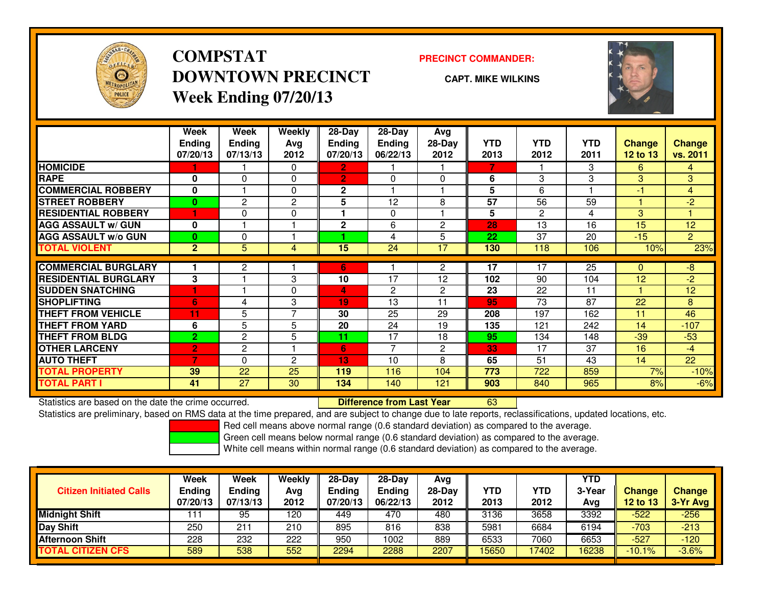# COMPSTAT
# DOWNTOWN PRECINCT
## Week Ending 07/20/13

**PRECINCT COMMANDER:**

**CAPT. MIKE WILKINS**

| | Week Ending 07/20/13 | Week Ending 07/13/13 | Weekly Avg 2012 | 28-Day Ending 07/20/13 | 28-Day Ending 06/22/13 | Avg 28-Day 2012 | YTD 2013 | YTD 2012 | YTD 2011 | Change 12 to 13 | Change vs. 2011 |
|---|---|---|---|---|---|---|---|---|---|---|---|
| HOMICIDE | 1 | 1 | 0 | 2 | 1 | 1 | 7 | 1 | 3 | 6 | 4 |
| RAPE | 0 | 0 | 0 | 2 | 0 | 0 | 6 | 3 | 3 | 3 | 3 |
| COMMERCIAL ROBBERY | 0 | 1 | 0 | 2 | 1 | 1 | 5 | 6 | 1 | -1 | 4 |
| STREET ROBBERY | 0 | 2 | 2 | 5 | 12 | 8 | 57 | 56 | 59 | 1 | -2 |
| RESIDENTIAL ROBBERY | 1 | 0 | 0 | 1 | 0 | 1 | 5 | 2 | 4 | 3 | 1 |
| AGG ASSAULT w/ GUN | 0 | 1 | 1 | 2 | 6 | 2 | 28 | 13 | 16 | 15 | 12 |
| AGG ASSAULT w/o GUN | 0 | 0 | 1 | 1 | 4 | 5 | 22 | 37 | 20 | -15 | 2 |
| TOTAL VIOLENT | 2 | 5 | 4 | 15 | 24 | 17 | 130 | 118 | 106 | 10% | 23% |
| COMMERCIAL BURGLARY | 1 | 2 | 1 | 6 | 1 | 2 | 17 | 17 | 25 | 0 | -8 |
| RESIDENTIAL BURGLARY | 3 | 1 | 3 | 10 | 17 | 12 | 102 | 90 | 104 | 12 | -2 |
| SUDDEN SNATCHING | 1 | 1 | 0 | 4 | 2 | 2 | 23 | 22 | 11 | 1 | 12 |
| SHOPLIFTING | 6 | 4 | 3 | 19 | 13 | 11 | 95 | 73 | 87 | 22 | 8 |
| THEFT FROM VEHICLE | 11 | 5 | 7 | 30 | 25 | 29 | 208 | 197 | 162 | 11 | 46 |
| THEFT FROM YARD | 6 | 5 | 5 | 20 | 24 | 19 | 135 | 121 | 242 | 14 | -107 |
| THEFT FROM BLDG | 2 | 2 | 5 | 11 | 17 | 18 | 95 | 134 | 148 | -39 | -53 |
| OTHER LARCENY | 2 | 2 | 1 | 6 | 7 | 2 | 33 | 17 | 37 | 16 | -4 |
| AUTO THEFT | 7 | 0 | 2 | 13 | 10 | 8 | 65 | 51 | 43 | 14 | 22 |
| TOTAL PROPERTY | 39 | 22 | 25 | 119 | 116 | 104 | 773 | 722 | 859 | 7% | -10% |
| TOTAL PART I | 41 | 27 | 30 | 134 | 140 | 121 | 903 | 840 | 965 | 8% | -6% |

Statistics are based on the date the crime occurred. **Difference from Last Year** 63

Statistics are preliminary, based on RMS data at the time prepared, and are subject to change due to late reports, reclassifications, updated locations, etc.

Red cell means above normal range (0.6 standard deviation) as compared to the average.
Green cell means below normal range (0.6 standard deviation) as compared to the average.
White cell means within normal range (0.6 standard deviation) as compared to the average.

| Citizen Initiated Calls | Week Ending 07/20/13 | Week Ending 07/13/13 | Weekly Avg 2012 | 28-Day Ending 07/20/13 | 28-Day Ending 06/22/13 | Avg 28-Day 2012 | YTD 2013 | YTD 2012 | YTD 3-Year Avg | Change 12 to 13 | Change 3-Yr Avg |
|---|---|---|---|---|---|---|---|---|---|---|---|
| Midnight Shift | 111 | 95 | 120 | 449 | 470 | 480 | 3136 | 3658 | 3392 | -522 | -256 |
| Day Shift | 250 | 211 | 210 | 895 | 816 | 838 | 5981 | 6684 | 6194 | -703 | -213 |
| Afternoon Shift | 228 | 232 | 222 | 950 | 1002 | 889 | 6533 | 7060 | 6653 | -527 | -120 |
| TOTAL CITIZEN CFS | 589 | 538 | 552 | 2294 | 2288 | 2207 | 15650 | 17402 | 16238 | -10.1% | -3.6% |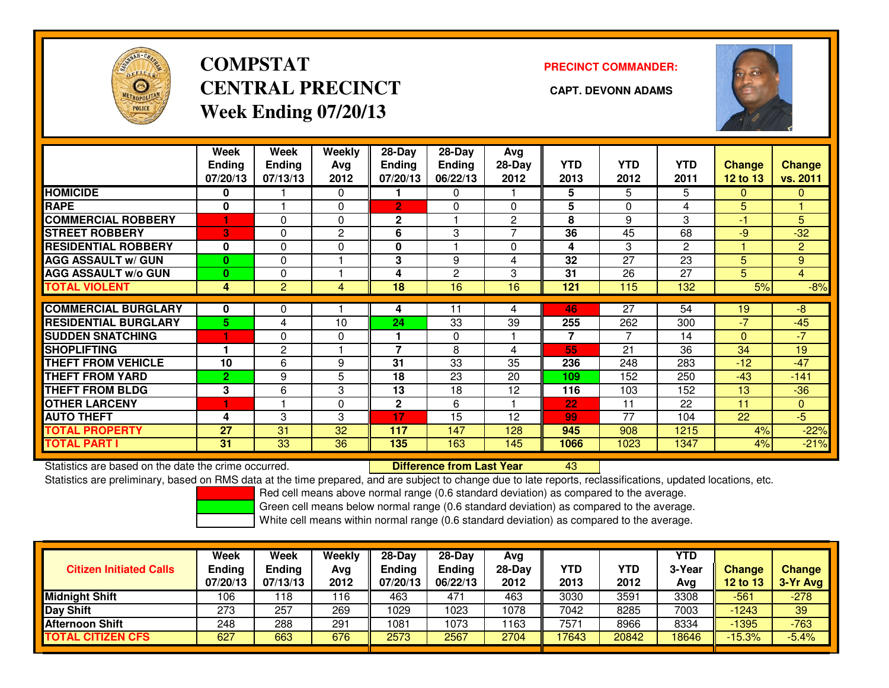# COMPSTAT
# CENTRAL PRECINCT
## Week Ending 07/20/13

**PRECINCT COMMANDER:**

**CAPT. DEVONN ADAMS**

| | Week Ending 07/20/13 | Week Ending 07/13/13 | Weekly Avg 2012 | 28-Day Ending 07/20/13 | 28-Day Ending 06/22/13 | Avg 28-Day 2012 | YTD 2013 | YTD 2012 | YTD 2011 | Change 12 to 13 | Change vs. 2011 |
|---|---|---|---|---|---|---|---|---|---|---|---|
| HOMICIDE | 0 | 1 | 0 | 1 | 0 | 1 | 5 | 5 | 5 | 0 | 0 |
| RAPE | 0 | 1 | 0 | 2 | 0 | 0 | 5 | 0 | 4 | 5 | 1 |
| COMMERCIAL ROBBERY | 1 | 0 | 0 | 2 | 1 | 2 | 8 | 9 | 3 | -1 | 5 |
| STREET ROBBERY | 3 | 0 | 2 | 6 | 3 | 7 | 36 | 45 | 68 | -9 | -32 |
| RESIDENTIAL ROBBERY | 0 | 0 | 0 | 0 | 1 | 0 | 4 | 3 | 2 | 1 | 2 |
| AGG ASSAULT w/ GUN | 0 | 0 | 1 | 3 | 9 | 4 | 32 | 27 | 23 | 5 | 9 |
| AGG ASSAULT w/o GUN | 0 | 0 | 1 | 4 | 2 | 3 | 31 | 26 | 27 | 5 | 4 |
| TOTAL VIOLENT | 4 | 2 | 4 | 18 | 16 | 16 | 121 | 115 | 132 | 5% | -8% |
| COMMERCIAL BURGLARY | 0 | 0 | 1 | 4 | 11 | 4 | 46 | 27 | 54 | 19 | -8 |
| RESIDENTIAL BURGLARY | 5 | 4 | 10 | 24 | 33 | 39 | 255 | 262 | 300 | -7 | -45 |
| SUDDEN SNATCHING | 1 | 0 | 0 | 1 | 0 | 1 | 7 | 7 | 14 | 0 | -7 |
| SHOPLIFTING | 1 | 2 | 1 | 7 | 8 | 4 | 55 | 21 | 36 | 34 | 19 |
| THEFT FROM VEHICLE | 10 | 6 | 9 | 31 | 33 | 35 | 236 | 248 | 283 | -12 | -47 |
| THEFT FROM YARD | 2 | 9 | 5 | 18 | 23 | 20 | 109 | 152 | 250 | -43 | -141 |
| THEFT FROM BLDG | 3 | 6 | 3 | 13 | 18 | 12 | 116 | 103 | 152 | 13 | -36 |
| OTHER LARCENY | 1 | 1 | 0 | 2 | 6 | 1 | 22 | 11 | 22 | 11 | 0 |
| AUTO THEFT | 4 | 3 | 3 | 17 | 15 | 12 | 99 | 77 | 104 | 22 | -5 |
| TOTAL PROPERTY | 27 | 31 | 32 | 117 | 147 | 128 | 945 | 908 | 1215 | 4% | -22% |
| TOTAL PART I | 31 | 33 | 36 | 135 | 163 | 145 | 1066 | 1023 | 1347 | 4% | -21% |

Statistics are based on the date the crime occurred. **Difference from Last Year** 43

Statistics are preliminary, based on RMS data at the time prepared, and are subject to change due to late reports, reclassifications, updated locations, etc.

Red cell means above normal range (0.6 standard deviation) as compared to the average.
Green cell means below normal range (0.6 standard deviation) as compared to the average.
White cell means within normal range (0.6 standard deviation) as compared to the average.

| Citizen Initiated Calls | Week Ending 07/20/13 | Week Ending 07/13/13 | Weekly Avg 2012 | 28-Day Ending 07/20/13 | 28-Day Ending 06/22/13 | Avg 28-Day 2012 | YTD 2013 | YTD 2012 | YTD 3-Year Avg | Change 12 to 13 | Change 3-Yr Avg |
|---|---|---|---|---|---|---|---|---|---|---|---|
| Midnight Shift | 106 | 118 | 116 | 463 | 471 | 463 | 3030 | 3591 | 3308 | -561 | -278 |
| Day Shift | 273 | 257 | 269 | 1029 | 1023 | 1078 | 7042 | 8285 | 7003 | -1243 | 39 |
| Afternoon Shift | 248 | 288 | 291 | 1081 | 1073 | 1163 | 7571 | 8966 | 8334 | -1395 | -763 |
| TOTAL CITIZEN CFS | 627 | 663 | 676 | 2573 | 2567 | 2704 | 17643 | 20842 | 18646 | -15.3% | -5.4% |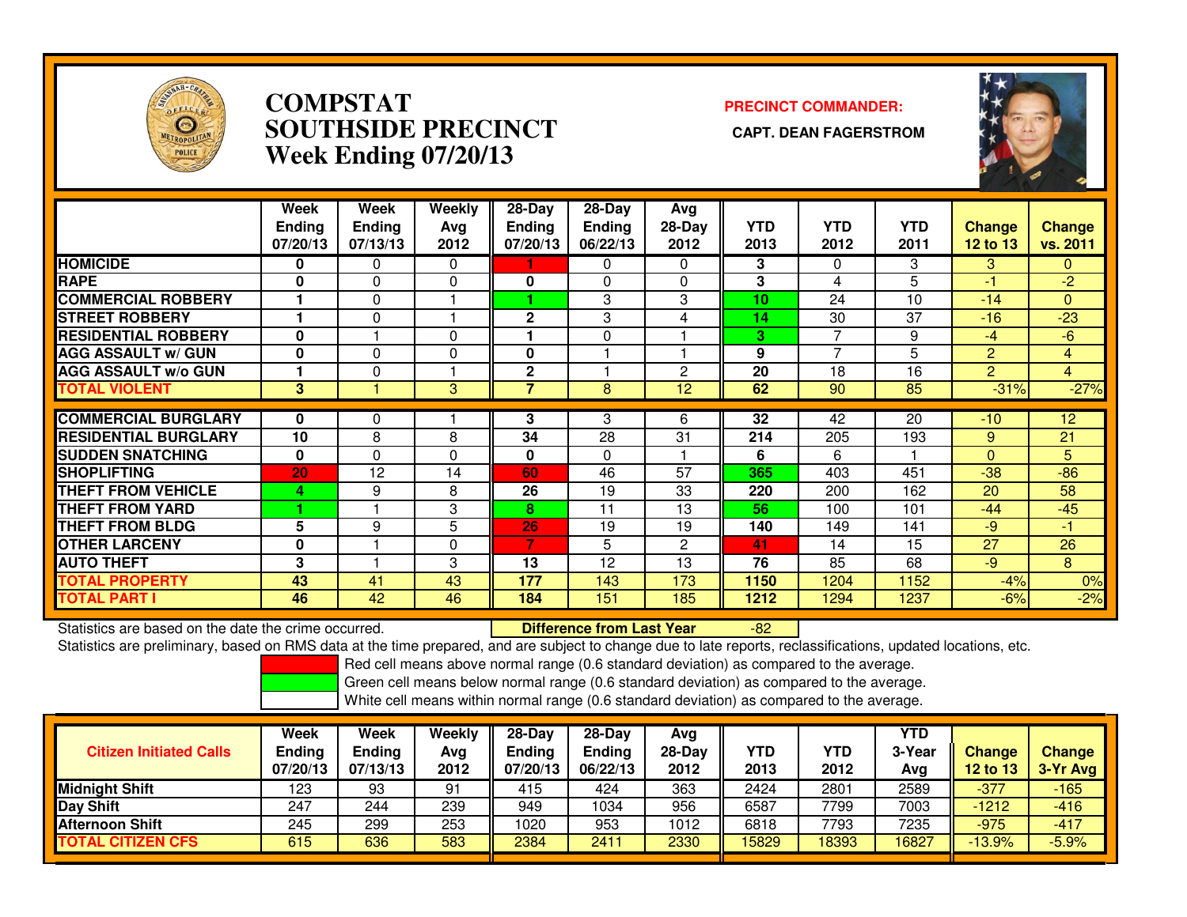# COMPSTAT
# SOUTHSIDE PRECINCT
## Week Ending 07/20/13

**PRECINCT COMMANDER:**

**CAPT. DEAN FAGERSTROM**

| | Week Ending 07/20/13 | Week Ending 07/13/13 | Weekly Avg 2012 | 28-Day Ending 07/20/13 | 28-Day Ending 06/22/13 | Avg 28-Day 2012 | YTD 2013 | YTD 2012 | YTD 2011 | Change 12 to 13 | Change vs. 2011 |
|---|---|---|---|---|---|---|---|---|---|---|---|
| HOMICIDE | 0 | 0 | 0 | 1 | 0 | 0 | 3 | 0 | 3 | 3 | 0 |
| RAPE | 0 | 0 | 0 | 0 | 0 | 0 | 3 | 4 | 5 | -1 | -2 |
| COMMERCIAL ROBBERY | 1 | 0 | 1 | 1 | 3 | 3 | 10 | 24 | 10 | -14 | 0 |
| STREET ROBBERY | 1 | 0 | 1 | 2 | 3 | 4 | 14 | 30 | 37 | -16 | -23 |
| RESIDENTIAL ROBBERY | 0 | 1 | 0 | 1 | 0 | 1 | 3 | 7 | 9 | -4 | -6 |
| AGG ASSAULT w/ GUN | 0 | 0 | 0 | 0 | 1 | 1 | 9 | 7 | 5 | 2 | 4 |
| AGG ASSAULT w/o GUN | 1 | 0 | 1 | 2 | 1 | 2 | 20 | 18 | 16 | 2 | 4 |
| TOTAL VIOLENT | 3 | 1 | 3 | 7 | 8 | 12 | 62 | 90 | 85 | -31% | -27% |
| COMMERCIAL BURGLARY | 0 | 0 | 1 | 3 | 3 | 6 | 32 | 42 | 20 | -10 | 12 |
| RESIDENTIAL BURGLARY | 10 | 8 | 8 | 34 | 28 | 31 | 214 | 205 | 193 | 9 | 21 |
| SUDDEN SNATCHING | 0 | 0 | 0 | 0 | 0 | 1 | 6 | 6 | 1 | 0 | 5 |
| SHOPLIFTING | 20 | 12 | 14 | 60 | 46 | 57 | 365 | 403 | 451 | -38 | -86 |
| THEFT FROM VEHICLE | 4 | 9 | 8 | 26 | 19 | 33 | 220 | 200 | 162 | 20 | 58 |
| THEFT FROM YARD | 1 | 1 | 3 | 8 | 11 | 13 | 56 | 100 | 101 | -44 | -45 |
| THEFT FROM BLDG | 5 | 9 | 5 | 26 | 19 | 19 | 140 | 149 | 141 | -9 | -1 |
| OTHER LARCENY | 0 | 1 | 0 | 7 | 5 | 2 | 41 | 14 | 15 | 27 | 26 |
| AUTO THEFT | 3 | 1 | 3 | 13 | 12 | 13 | 76 | 85 | 68 | -9 | 8 |
| TOTAL PROPERTY | 43 | 41 | 43 | 177 | 143 | 173 | 1150 | 1204 | 1152 | -4% | 0% |
| TOTAL PART I | 46 | 42 | 46 | 184 | 151 | 185 | 1212 | 1294 | 1237 | -6% | -2% |

Statistics are based on the date the crime occurred. **Difference from Last Year** -82

Statistics are preliminary, based on RMS data at the time prepared, and are subject to change due to late reports, reclassifications, updated locations, etc.

Red cell means above normal range (0.6 standard deviation) as compared to the average.

Green cell means below normal range (0.6 standard deviation) as compared to the average.

White cell means within normal range (0.6 standard deviation) as compared to the average.

| Citizen Initiated Calls | Week Ending 07/20/13 | Week Ending 07/13/13 | Weekly Avg 2012 | 28-Day Ending 07/20/13 | 28-Day Ending 06/22/13 | Avg 28-Day 2012 | YTD 2013 | YTD 2012 | YTD 3-Year Avg | Change 12 to 13 | Change 3-Yr Avg |
|---|---|---|---|---|---|---|---|---|---|---|---|
| Midnight Shift | 123 | 93 | 91 | 415 | 424 | 363 | 2424 | 2801 | 2589 | -377 | -165 |
| Day Shift | 247 | 244 | 239 | 949 | 1034 | 956 | 6587 | 7799 | 7003 | -1212 | -416 |
| Afternoon Shift | 245 | 299 | 253 | 1020 | 953 | 1012 | 6818 | 7793 | 7235 | -975 | -417 |
| TOTAL CITIZEN CFS | 615 | 636 | 583 | 2384 | 2411 | 2330 | 15829 | 18393 | 16827 | -13.9% | -5.9% |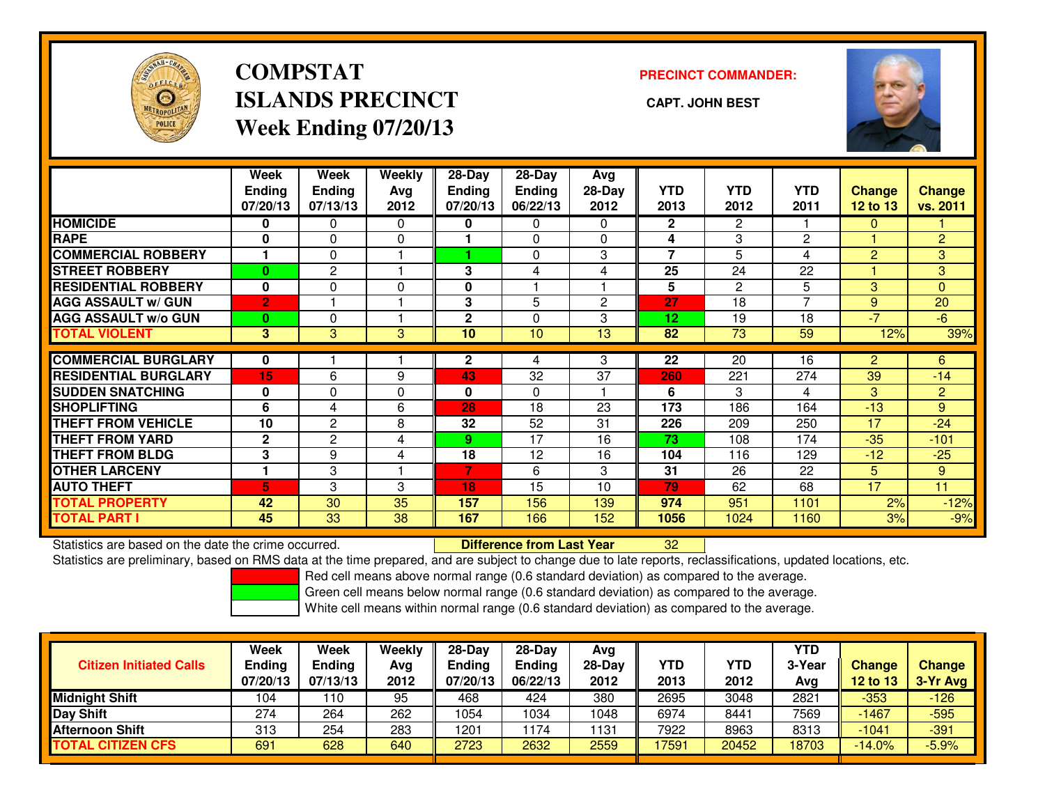# COMPSTAT
# ISLANDS PRECINCT
# Week Ending 07/20/13

**PRECINCT COMMANDER:**

**CAPT. JOHN BEST**

| | Week Ending 07/20/13 | Week Ending 07/13/13 | Weekly Avg 2012 | 28-Day Ending 07/20/13 | 28-Day Ending 06/22/13 | Avg 28-Day 2012 | YTD 2013 | YTD 2012 | YTD 2011 | Change 12 to 13 | Change vs. 2011 |
|---|---|---|---|---|---|---|---|---|---|---|---|
| HOMICIDE | 0 | 0 | 0 | 0 | 0 | 0 | 2 | 2 | 1 | 0 | 1 |
| RAPE | 0 | 0 | 0 | 1 | 0 | 0 | 4 | 3 | 2 | 1 | 2 |
| COMMERCIAL ROBBERY | 1 | 0 | 1 | 1 | 0 | 3 | 7 | 5 | 4 | 2 | 3 |
| STREET ROBBERY | 0 | 2 | 1 | 3 | 4 | 4 | 25 | 24 | 22 | 1 | 3 |
| RESIDENTIAL ROBBERY | 0 | 0 | 0 | 0 | 1 | 1 | 5 | 2 | 5 | 3 | 0 |
| AGG ASSAULT w/ GUN | 2 | 1 | 1 | 3 | 5 | 2 | 27 | 18 | 7 | 9 | 20 |
| AGG ASSAULT w/o GUN | 0 | 0 | 1 | 2 | 0 | 3 | 12 | 19 | 18 | -7 | -6 |
| TOTAL VIOLENT | 3 | 3 | 3 | 10 | 10 | 13 | 82 | 73 | 59 | 12% | 39% |
| COMMERCIAL BURGLARY | 0 | 1 | 1 | 2 | 4 | 3 | 22 | 20 | 16 | 2 | 6 |
| RESIDENTIAL BURGLARY | 15 | 6 | 9 | 43 | 32 | 37 | 260 | 221 | 274 | 39 | -14 |
| SUDDEN SNATCHING | 0 | 0 | 0 | 0 | 0 | 1 | 6 | 3 | 4 | 3 | 2 |
| SHOPLIFTING | 6 | 4 | 6 | 28 | 18 | 23 | 173 | 186 | 164 | -13 | 9 |
| THEFT FROM VEHICLE | 10 | 2 | 8 | 32 | 52 | 31 | 226 | 209 | 250 | 17 | -24 |
| THEFT FROM YARD | 2 | 2 | 4 | 9 | 17 | 16 | 73 | 108 | 174 | -35 | -101 |
| THEFT FROM BLDG | 3 | 9 | 4 | 18 | 12 | 16 | 104 | 116 | 129 | -12 | -25 |
| OTHER LARCENY | 1 | 3 | 1 | 7 | 6 | 3 | 31 | 26 | 22 | 5 | 9 |
| AUTO THEFT | 5 | 3 | 3 | 18 | 15 | 10 | 79 | 62 | 68 | 17 | 11 |
| TOTAL PROPERTY | 42 | 30 | 35 | 157 | 156 | 139 | 974 | 951 | 1101 | 2% | -12% |
| TOTAL PART I | 45 | 33 | 38 | 167 | 166 | 152 | 1056 | 1024 | 1160 | 3% | -9% |

Statistics are based on the date the crime occurred. **Difference from Last Year** 32

Statistics are preliminary, based on RMS data at the time prepared, and are subject to change due to late reports, reclassifications, updated locations, etc.

Red cell means above normal range (0.6 standard deviation) as compared to the average.

Green cell means below normal range (0.6 standard deviation) as compared to the average.

White cell means within normal range (0.6 standard deviation) as compared to the average.

| Citizen Initiated Calls | Week Ending 07/20/13 | Week Ending 07/13/13 | Weekly Avg 2012 | 28-Day Ending 07/20/13 | 28-Day Ending 06/22/13 | Avg 28-Day 2012 | YTD 2013 | YTD 2012 | YTD 3-Year Avg | Change 12 to 13 | Change 3-Yr Avg |
|---|---|---|---|---|---|---|---|---|---|---|---|
| Midnight Shift | 104 | 110 | 95 | 468 | 424 | 380 | 2695 | 3048 | 2821 | -353 | -126 |
| Day Shift | 274 | 264 | 262 | 1054 | 1034 | 1048 | 6974 | 8441 | 7569 | -1467 | -595 |
| Afternoon Shift | 313 | 254 | 283 | 1201 | 1174 | 1131 | 7922 | 8963 | 8313 | -1041 | -391 |
| TOTAL CITIZEN CFS | 691 | 628 | 640 | 2723 | 2632 | 2559 | 17591 | 20452 | 18703 | -14.0% | -5.9% |